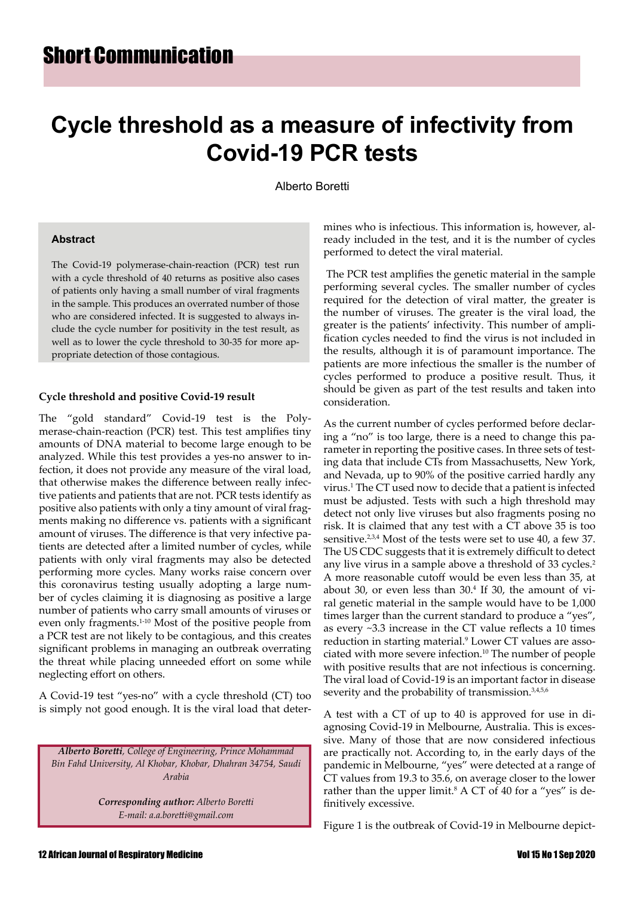Short Communication

# Cycle threshold as a measure of infectivity from Covid-19 PCR tests

Alberto Boretti

### Abstract

The Covid-19 polymerase-chain-reaction (PCR) test run with a cycle threshold of 40 returns as positive also cases of patients only having a small number of viral fragments in the sample. This produces an overrated number of those who are considered infected. It is suggested to always include the cycle number for positivity in the test result, as well as to lower the cycle threshold to 30-35 for more appropriate detection of those contagious.

## Cycle threshold and positive Covid-19 result

The "gold standard" Covid-19 test is the Polymerase-chain-reaction (PCR) test. This test amplifies tiny amounts of DNA material to become large enough to be analyzed. While this test provides a yes-no answer to infection, it does not provide any measure of the viral load, that otherwise makes the difference between really infective patients and patients that are not. PCR tests identify as positive also patients with only a tiny amount of viral fragments making no difference vs. patients with a significant amount of viruses. The difference is that very infective patients are detected after a limited number of cycles, while patients with only viral fragments may also be detected performing more cycles. Many works raise concern over this coronavirus testing usually adopting a large number of cycles claiming it is diagnosing as positive a large number of patients who carry small amounts of viruses or even only fragments.[1-10] Most of the positive people from a PCR test are not likely to be contagious, and this creates significant problems in managing an outbreak overrating the threat while placing unneeded effort on some while neglecting effort on others.

A Covid-19 test "yes-no" with a cycle threshold (CT) too is simply not good enough. It is the viral load that determines who is infectious. This information is, however, already included in the test, and it is the number of cycles performed to detect the viral material.

The PCR test amplifies the genetic material in the sample performing several cycles. The smaller number of cycles required for the detection of viral matter, the greater is the number of viruses. The greater is the viral load, the greater is the patients' infectivity. This number of amplification cycles needed to find the virus is not included in the results, although it is of paramount importance. The patients are more infectious the smaller is the number of cycles performed to produce a positive result. Thus, it should be given as part of the test results and taken into consideration.

As the current number of cycles performed before declaring a "no" is too large, there is a need to change this parameter in reporting the positive cases. In three sets of testing data that include CTs from Massachusetts, New York, and Nevada, up to 90% of the positive carried hardly any virus.[1] The CT used now to decide that a patient is infected must be adjusted. Tests with such a high threshold may detect not only live viruses but also fragments posing no risk. It is claimed that any test with a CT above 35 is too sensitive.[2,3,4] Most of the tests were set to use 40, a few 37. The US CDC suggests that it is extremely difficult to detect any live virus in a sample above a threshold of 33 cycles.[2] A more reasonable cutoff would be even less than 35, at about 30, or even less than 30.[4] If 30, the amount of viral genetic material in the sample would have to be 1,000 times larger than the current standard to produce a "yes", as every ~3.3 increase in the CT value reflects a 10 times reduction in starting material.[9] Lower CT values are associated with more severe infection.[10] The number of people with positive results that are not infectious is concerning. The viral load of Covid-19 is an important factor in disease severity and the probability of transmission.[3,4,5,6]

A test with a CT of up to 40 is approved for use in diagnosing Covid-19 in Melbourne, Australia. This is excessive. Many of those that are now considered infectious are practically not. According to, in the early days of the pandemic in Melbourne, "yes" were detected at a range of CT values from 19.3 to 35.6, on average closer to the lower rather than the upper limit.[8] A CT of 40 for a "yes" is definitively excessive.

Figure 1 is the outbreak of Covid-19 in Melbourne depict-

***Alberto Boretti**, College of Engineering, Prince Mohammad Bin Fahd University, Al Khobar, Khobar, Dhahran 34754, Saudi Arabia*

***Corresponding author:** Alberto Boretti*
*E-mail: a.a.boretti@gmail.com*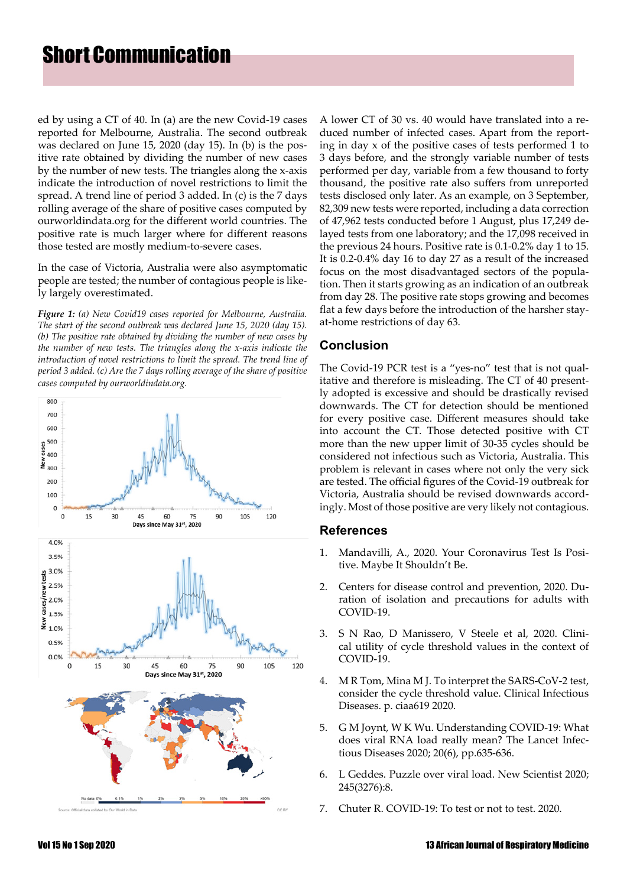ed by using a CT of 40. In (a) are the new Covid-19 cases reported for Melbourne, Australia. The second outbreak was declared on June 15, 2020 (day 15). In (b) is the positive rate obtained by dividing the number of new cases by the number of new tests. The triangles along the x-axis indicate the introduction of novel restrictions to limit the spread. A trend line of period 3 added. In (c) is the 7 days rolling average of the share of positive cases computed by ourworldindata.org for the different world countries. The positive rate is much larger where for different reasons those tested are mostly medium-to-severe cases.

In the case of Victoria, Australia were also asymptomatic people are tested; the number of contagious people is likely largely overestimated.

***Figure 1:*** *(a) New Covid19 cases reported for Melbourne, Australia. The start of the second outbreak was declared June 15, 2020 (day 15). (b) The positive rate obtained by dividing the number of new cases by the number of new tests. The triangles along the x-axis indicate the introduction of novel restrictions to limit the spread. The trend line of period 3 added. (c) Are the 7 days rolling average of the share of positive cases computed by ourworldindata.org.*

A lower CT of 30 vs. 40 would have translated into a reduced number of infected cases. Apart from the reporting in day x of the positive cases of tests performed 1 to 3 days before, and the strongly variable number of tests performed per day, variable from a few thousand to forty thousand, the positive rate also suffers from unreported tests disclosed only later. As an example, on 3 September, 82,309 new tests were reported, including a data correction of 47,962 tests conducted before 1 August, plus 17,249 delayed tests from one laboratory; and the 17,098 received in the previous 24 hours. Positive rate is 0.1-0.2% day 1 to 15. It is 0.2-0.4% day 16 to day 27 as a result of the increased focus on the most disadvantaged sectors of the population. Then it starts growing as an indication of an outbreak from day 28. The positive rate stops growing and becomes flat a few days before the introduction of the harsher stay-at-home restrictions of day 63.

## Conclusion

The Covid-19 PCR test is a "yes-no" test that is not qualitative and therefore is misleading. The CT of 40 presently adopted is excessive and should be drastically revised downwards. The CT for detection should be mentioned for every positive case. Different measures should take into account the CT. Those detected positive with CT more than the new upper limit of 30-35 cycles should be considered not infectious such as Victoria, Australia. This problem is relevant in cases where not only the very sick are tested. The official figures of the Covid-19 outbreak for Victoria, Australia should be revised downwards accordingly. Most of those positive are very likely not contagious.

## References

1. Mandavilli, A., 2020. Your Coronavirus Test Is Positive. Maybe It Shouldn't Be.
2. Centers for disease control and prevention, 2020. Duration of isolation and precautions for adults with COVID-19.
3. S N Rao, D Manissero, V Steele et al, 2020. Clinical utility of cycle threshold values in the context of COVID-19.
4. M R Tom, Mina M J. To interpret the SARS-CoV-2 test, consider the cycle threshold value. Clinical Infectious Diseases. p. ciaa619 2020.
5. G M Joynt, W K Wu. Understanding COVID-19: What does viral RNA load really mean? The Lancet Infectious Diseases 2020; 20(6), pp.635-636.
6. L Geddes. Puzzle over viral load. New Scientist 2020; 245(3276):8.
7. Chuter R. COVID-19: To test or not to test. 2020.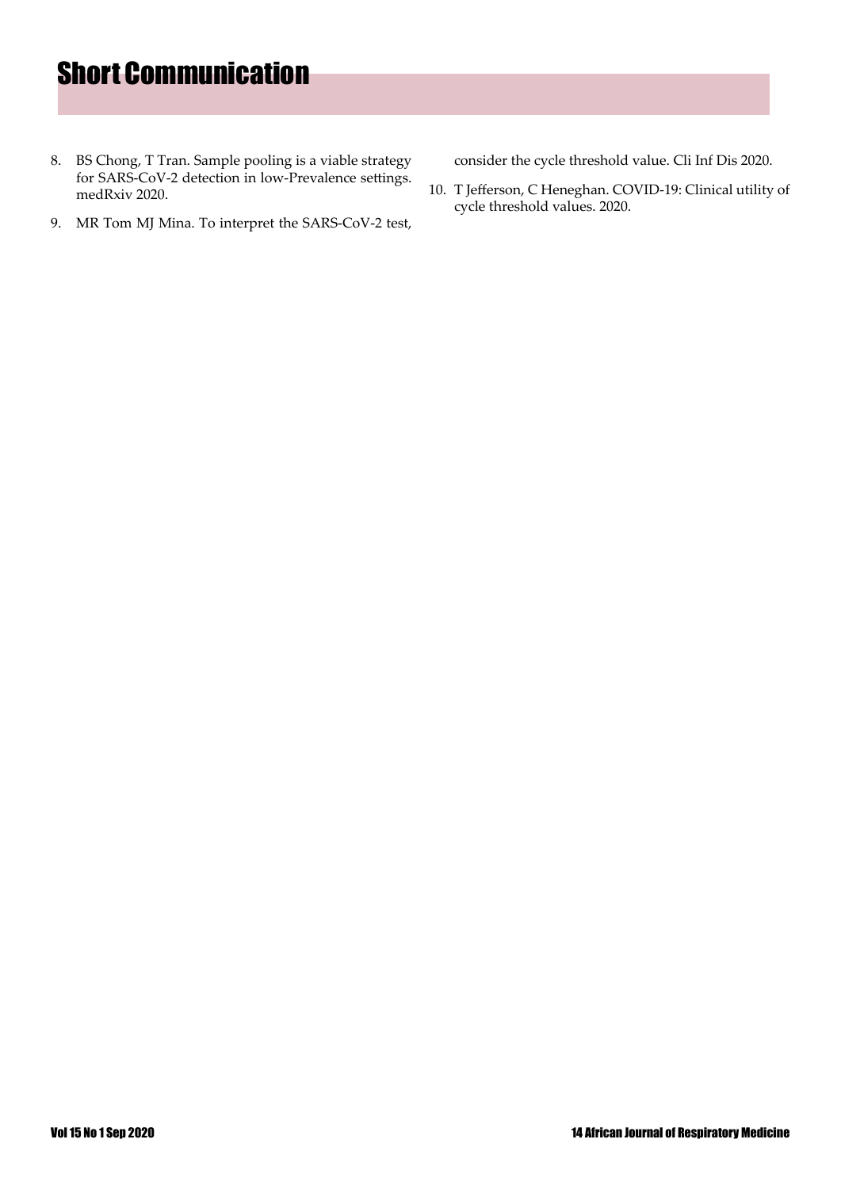8. BS Chong, T Tran. Sample pooling is a viable strategy for SARS-CoV-2 detection in low-Prevalence settings. medRxiv 2020.
9. MR Tom MJ Mina. To interpret the SARS-CoV-2 test, consider the cycle threshold value. Cli Inf Dis 2020.
10. T Jefferson, C Heneghan. COVID-19: Clinical utility of cycle threshold values. 2020.